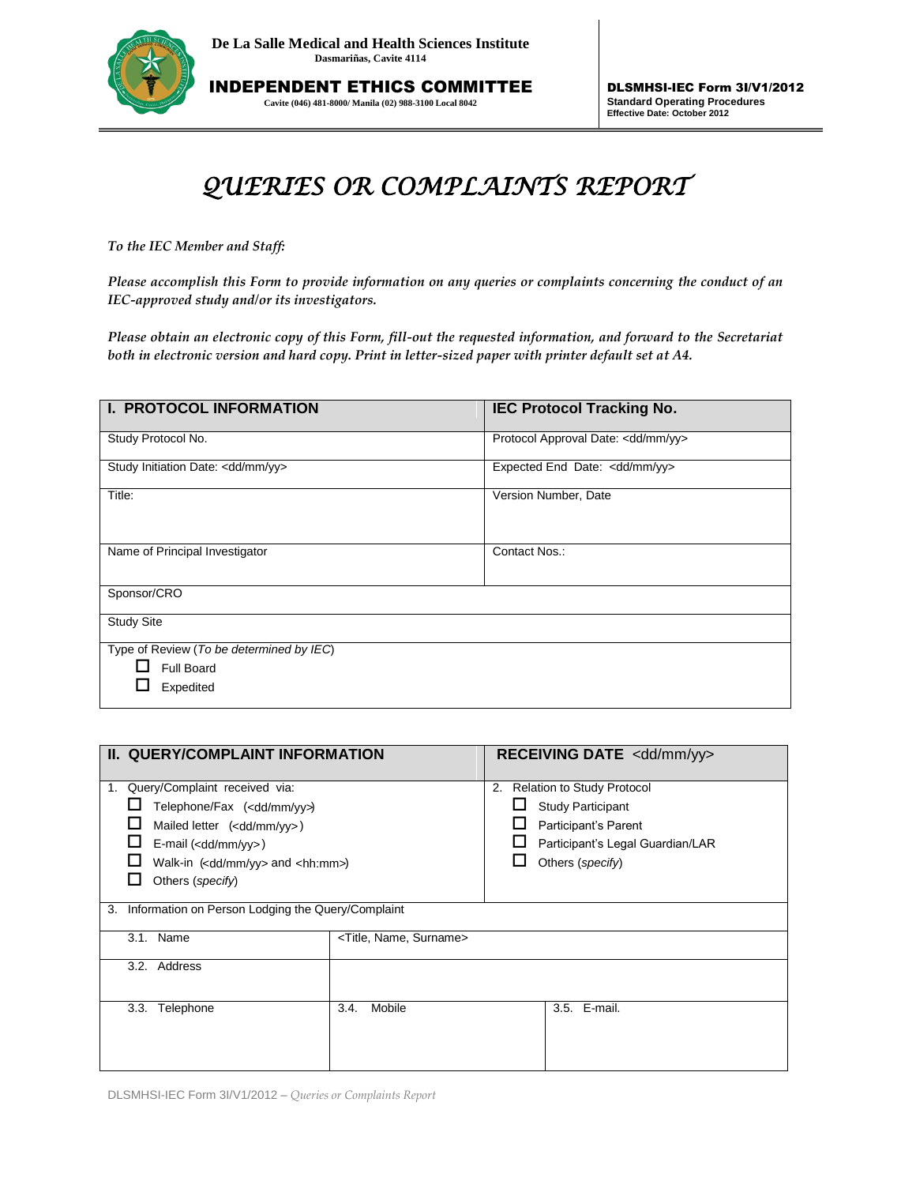**De La Salle Medical and Health Sciences Institute**
**Dasmariñas, Cavite 4114**

**INDEPENDENT ETHICS COMMITTEE**
**Cavite (046) 481-8000/ Manila (02) 988-3100 Local 8042**

**DLSMHSI-IEC Form 3I/V1/2012**
**Standard Operating Procedures**
**Effective Date: October 2012**

# *QUERIES OR COMPLAINTS REPORT*

*To the IEC Member and Staff:*

*Please accomplish this Form to provide information on any queries or complaints concerning the conduct of an IEC-approved study and/or its investigators.*

*Please obtain an electronic copy of this Form, fill-out the requested information, and forward to the Secretariat both in electronic version and hard copy. Print in letter-sized paper with printer default set at A4.*

| **I. PROTOCOL INFORMATION** | **IEC Protocol Tracking No.** |
|---|---|
| Study Protocol No. | Protocol Approval Date: <dd/mm/yy> |
| Study Initiation Date: <dd/mm/yy> | Expected End Date: <dd/mm/yy> |
| Title: | Version Number, Date |
| Name of Principal Investigator | Contact Nos.: |
| Sponsor/CRO | |
| Study Site | |
| Type of Review (*To be determined by IEC*)<br>☐ Full Board<br>☐ Expedited | |

| **II. QUERY/COMPLAINT INFORMATION** | | **RECEIVING DATE** <dd/mm/yy> |
|---|---|---|
| 1. Query/Complaint received via:<br>☐ Telephone/Fax (<dd/mm/yy>)<br>☐ Mailed letter (<dd/mm/yy>)<br>☐ E-mail (<dd/mm/yy>)<br>☐ Walk-in (<dd/mm/yy> and <hh:mm>)<br>☐ Others (*specify*) | | 2. Relation to Study Protocol<br>☐ Study Participant<br>☐ Participant's Parent<br>☐ Participant's Legal Guardian/LAR<br>☐ Others (*specify*) |
| 3. Information on Person Lodging the Query/Complaint | | |
| 3.1. Name | <Title, Name, Surname> | |
| 3.2. Address | | |
| 3.3. Telephone | 3.4. Mobile | 3.5. E-mail. |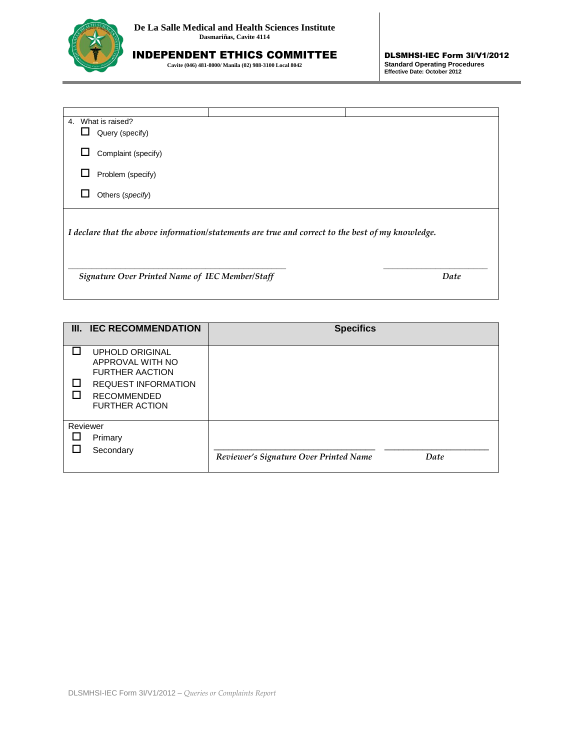| | | |
|---|---|---|
| | | |

4. What is raised?
   - ☐ Query (specify)
   - ☐ Complaint (specify)
   - ☐ Problem (specify)
   - ☐ Others (*specify*)

*I declare that the above information/statements are true and correct to the best of my knowledge.*

_______________________________________________ _______________________

*Signature Over Printed Name of IEC Member/Staff* *Date*

| III. IEC RECOMMENDATION | Specifics |
|---|---|
| ☐ UPHOLD ORIGINAL APPROVAL WITH NO FURTHER AACTION<br>☐ REQUEST INFORMATION<br>☐ RECOMMENDED FURTHER ACTION | |
| Reviewer<br>☐ Primary<br>☐ Secondary | ___________________________ ___________________<br>*Reviewer's Signature Over Printed Name* *Date* |

DLSMHSI-IEC Form 3I/V1/2012 – *Queries or Complaints Report*